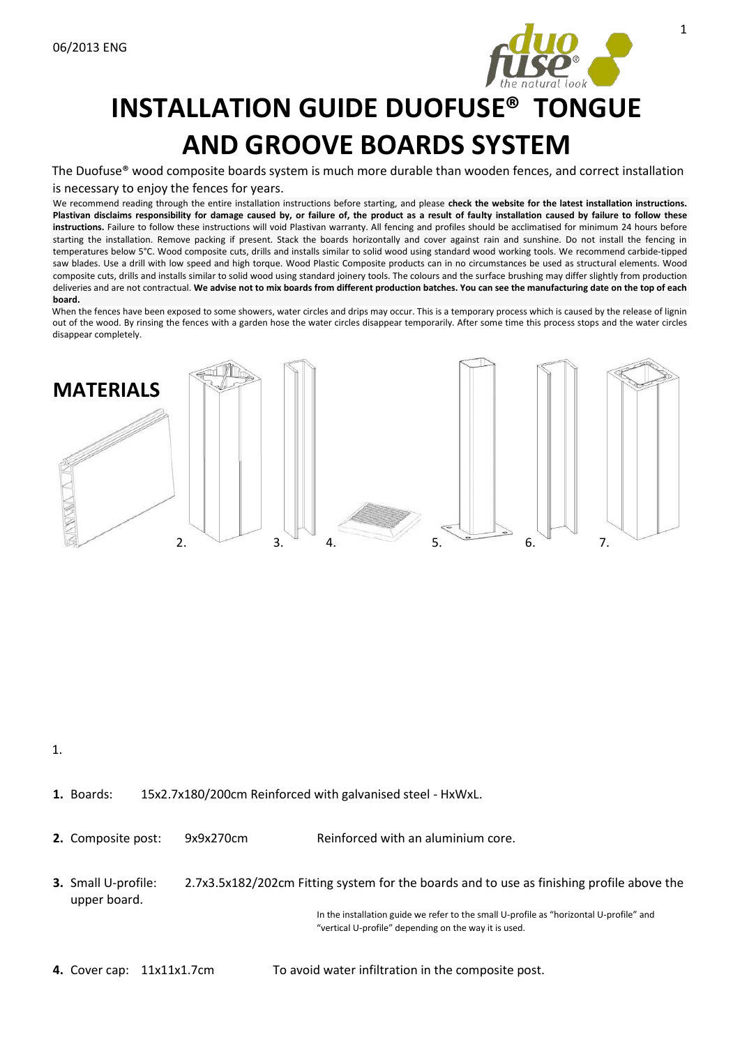06/2013 ENG

# INSTALLATION GUIDE DUOFUSE® TONGUE AND GROOVE BOARDS SYSTEM

The Duofuse® wood composite boards system is much more durable than wooden fences, and correct installation is necessary to enjoy the fences for years.

We recommend reading through the entire installation instructions before starting, and please **check the website for the latest installation instructions. Plastivan disclaims responsibility for damage caused by, or failure of, the product as a result of faulty installation caused by failure to follow these instructions.** Failure to follow these instructions will void Plastivan warranty. All fencing and profiles should be acclimatised for minimum 24 hours before starting the installation. Remove packing if present. Stack the boards horizontally and cover against rain and sunshine. Do not install the fencing in temperatures below 5°C. Wood composite cuts, drills and installs similar to solid wood using standard wood working tools. We recommend carbide-tipped saw blades. Use a drill with low speed and high torque. Wood Plastic Composite products can in no circumstances be used as structural elements. Wood composite cuts, drills and installs similar to solid wood using standard joinery tools. The colours and the surface brushing may differ slightly from production deliveries and are not contractual. **We advise not to mix boards from different production batches. You can see the manufacturing date on the top of each board.**

When the fences have been exposed to some showers, water circles and drips may occur. This is a temporary process which is caused by the release of lignin out of the wood. By rinsing the fences with a garden hose the water circles disappear temporarily. After some time this process stops and the water circles disappear completely.

## MATERIALS

1. 2. 3. 4. 5. 6. 7.

**1.** Boards: 15x2.7x180/200cm Reinforced with galvanised steel - HxWxL.

**2.** Composite post: 9x9x270cm Reinforced with an aluminium core.

**3.** Small U-profile: 2.7x3.5x182/202cm Fitting system for the boards and to use as finishing profile above the upper board.

In the installation guide we refer to the small U-profile as "horizontal U-profile" and "vertical U-profile" depending on the way it is used.

**4.** Cover cap: 11x11x1.7cm To avoid water infiltration in the composite post.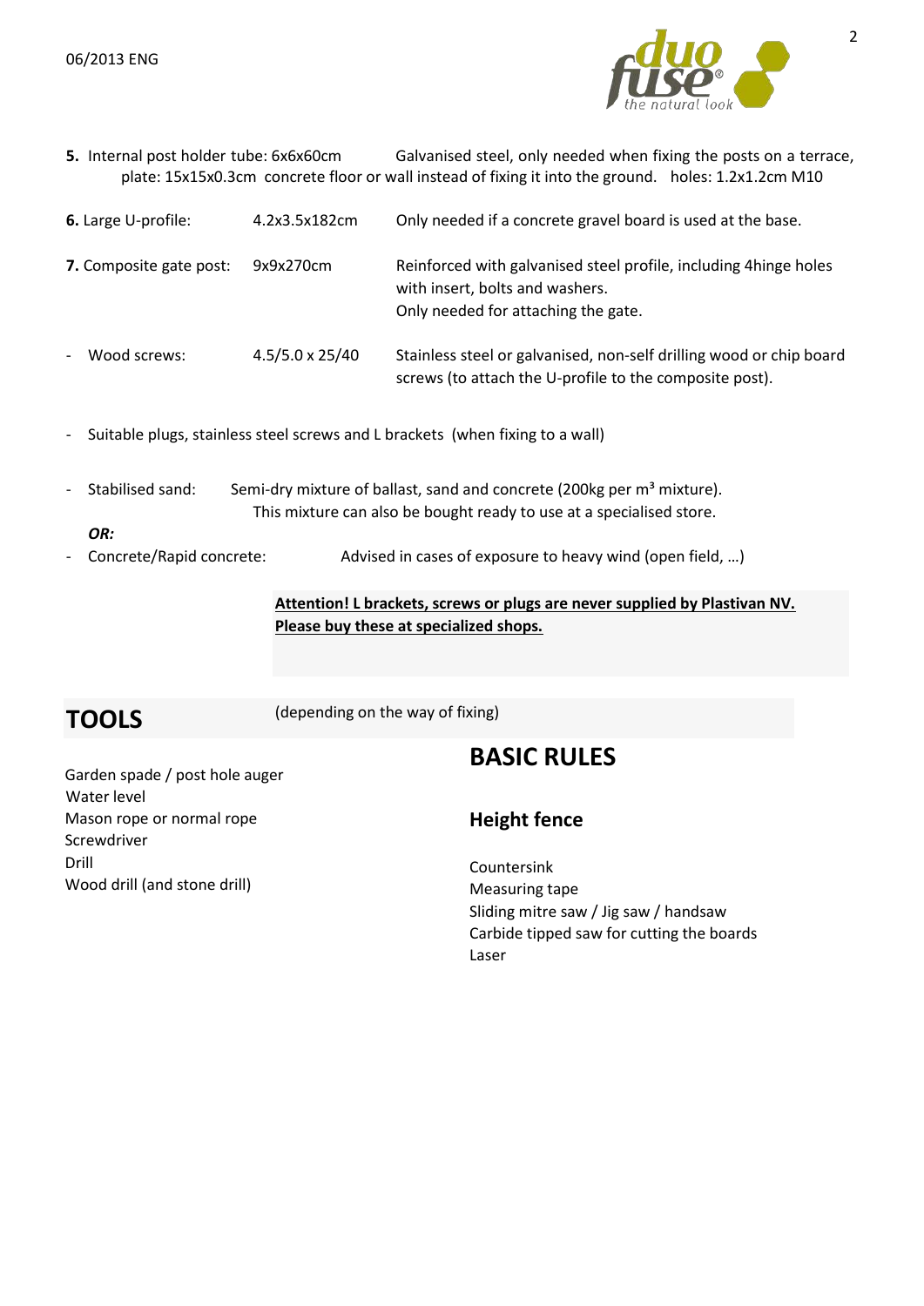**5.** Internal post holder tube: 6x6x60cm Galvanised steel, only needed when fixing the posts on a terrace, plate: 15x15x0.3cm concrete floor or wall instead of fixing it into the ground. holes: 1.2x1.2cm M10

| | | |
|---|---|---|
| **6.** Large U-profile: | 4.2x3.5x182cm | Only needed if a concrete gravel board is used at the base. |
| **7.** Composite gate post: | 9x9x270cm | Reinforced with galvanised steel profile, including 4hinge holes with insert, bolts and washers. Only needed for attaching the gate. |
| - Wood screws: | 4.5/5.0 x 25/40 | Stainless steel or galvanised, non-self drilling wood or chip board screws (to attach the U-profile to the composite post). |

- Suitable plugs, stainless steel screws and L brackets (when fixing to a wall)

- Stabilised sand: Semi-dry mixture of ballast, sand and concrete (200kg per m³ mixture). This mixture can also be bought ready to use at a specialised store.

***OR:***

- Concrete/Rapid concrete: Advised in cases of exposure to heavy wind (open field, …)

**Attention! L brackets, screws or plugs are never supplied by Plastivan NV. Please buy these at specialized shops.**

## TOOLS

(depending on the way of fixing)

Garden spade / post hole auger
Water level
Mason rope or normal rope
Screwdriver
Drill
Wood drill (and stone drill)
Countersink
Measuring tape
Sliding mitre saw / Jig saw / handsaw
Carbide tipped saw for cutting the boards
Laser

## BASIC RULES

### Height fence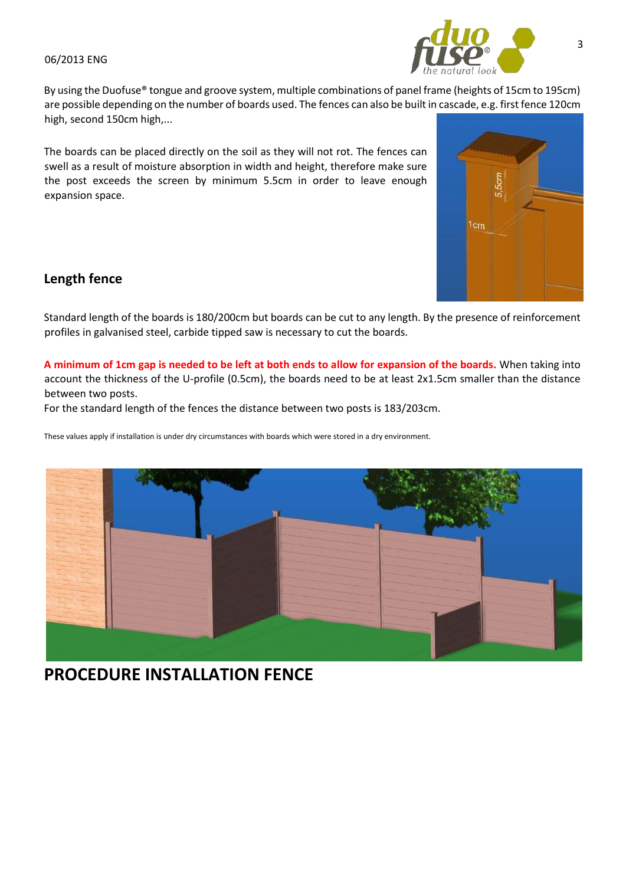By using the Duofuse® tongue and groove system, multiple combinations of panel frame (heights of 15cm to 195cm) are possible depending on the number of boards used. The fences can also be built in cascade, e.g. first fence 120cm high, second 150cm high,...

The boards can be placed directly on the soil as they will not rot. The fences can swell as a result of moisture absorption in width and height, therefore make sure the post exceeds the screen by minimum 5.5cm in order to leave enough expansion space.

## Length fence

Standard length of the boards is 180/200cm but boards can be cut to any length. By the presence of reinforcement profiles in galvanised steel, carbide tipped saw is necessary to cut the boards.

**A minimum of 1cm gap is needed to be left at both ends to allow for expansion of the boards.** When taking into account the thickness of the U-profile (0.5cm), the boards need to be at least 2x1.5cm smaller than the distance between two posts.
For the standard length of the fences the distance between two posts is 183/203cm.

These values apply if installation is under dry circumstances with boards which were stored in a dry environment.

# PROCEDURE INSTALLATION FENCE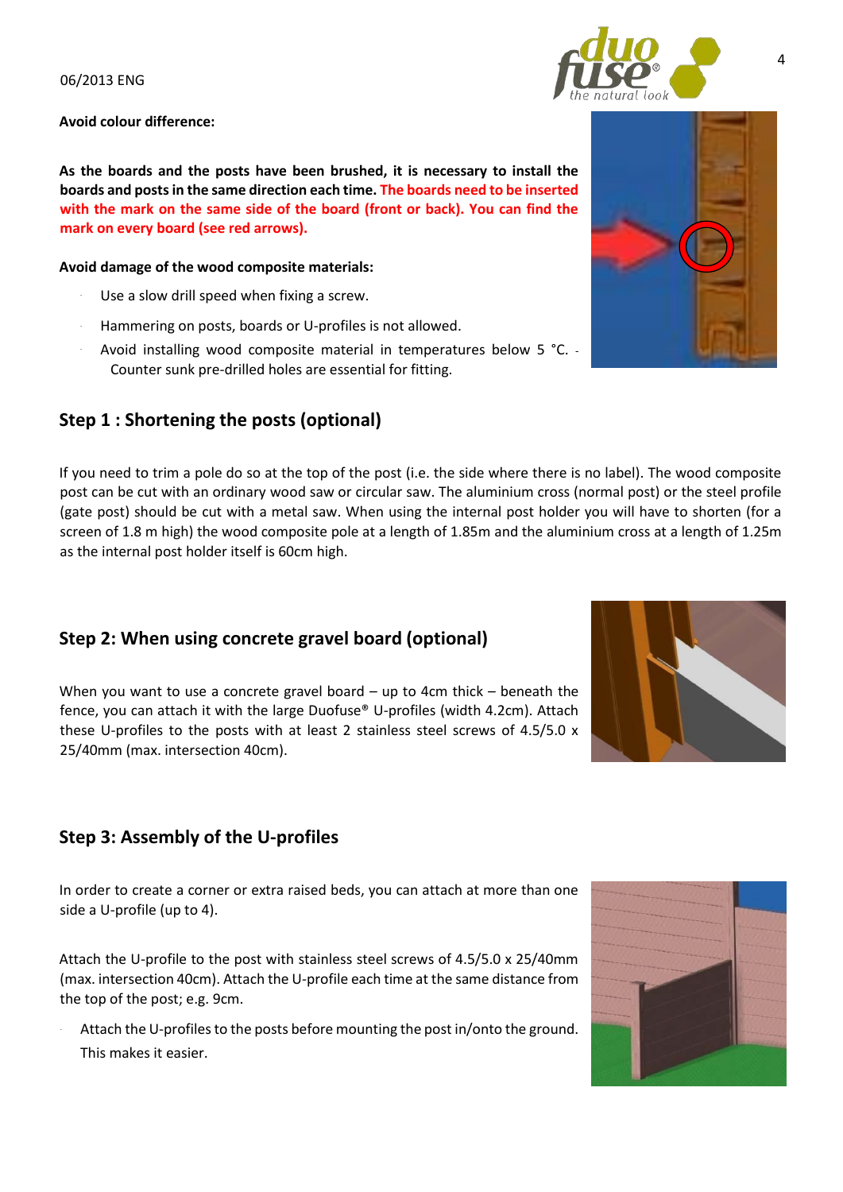06/2013 ENG

**Avoid colour difference:**

**As the boards and the posts have been brushed, it is necessary to install the boards and posts in the same direction each time. The boards need to be inserted with the mark on the same side of the board (front or back). You can find the mark on every board (see red arrows).**

**Avoid damage of the wood composite materials:**

- Use a slow drill speed when fixing a screw.
- Hammering on posts, boards or U-profiles is not allowed.
- Avoid installing wood composite material in temperatures below 5 °C. - Counter sunk pre-drilled holes are essential for fitting.

## Step 1 : Shortening the posts (optional)

If you need to trim a pole do so at the top of the post (i.e. the side where there is no label). The wood composite post can be cut with an ordinary wood saw or circular saw. The aluminium cross (normal post) or the steel profile (gate post) should be cut with a metal saw. When using the internal post holder you will have to shorten (for a screen of 1.8 m high) the wood composite pole at a length of 1.85m and the aluminium cross at a length of 1.25m as the internal post holder itself is 60cm high.

## Step 2: When using concrete gravel board (optional)

When you want to use a concrete gravel board – up to 4cm thick – beneath the fence, you can attach it with the large Duofuse® U-profiles (width 4.2cm). Attach these U-profiles to the posts with at least 2 stainless steel screws of 4.5/5.0 x 25/40mm (max. intersection 40cm).

## Step 3: Assembly of the U-profiles

In order to create a corner or extra raised beds, you can attach at more than one side a U-profile (up to 4).

Attach the U-profile to the post with stainless steel screws of 4.5/5.0 x 25/40mm (max. intersection 40cm). Attach the U-profile each time at the same distance from the top of the post; e.g. 9cm.

- Attach the U-profiles to the posts before mounting the post in/onto the ground. This makes it easier.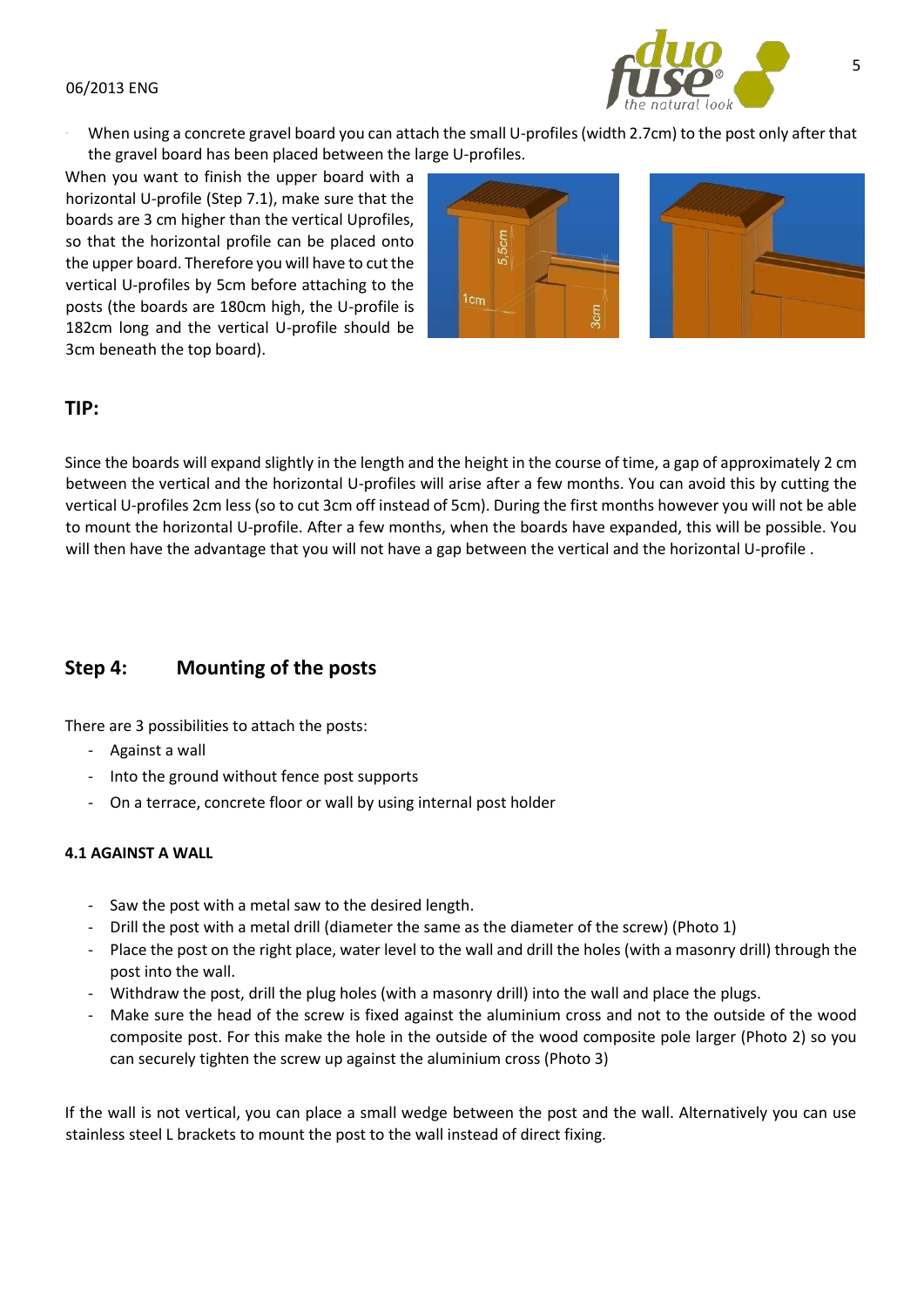- When using a concrete gravel board you can attach the small U-profiles (width 2.7cm) to the post only after that the gravel board has been placed between the large U-profiles.

When you want to finish the upper board with a horizontal U-profile (Step 7.1), make sure that the boards are 3 cm higher than the vertical Uprofiles, so that the horizontal profile can be placed onto the upper board. Therefore you will have to cut the vertical U-profiles by 5cm before attaching to the posts (the boards are 180cm high, the U-profile is 182cm long and the vertical U-profile should be 3cm beneath the top board).

## TIP:

Since the boards will expand slightly in the length and the height in the course of time, a gap of approximately 2 cm between the vertical and the horizontal U-profiles will arise after a few months. You can avoid this by cutting the vertical U-profiles 2cm less (so to cut 3cm off instead of 5cm). During the first months however you will not be able to mount the horizontal U-profile. After a few months, when the boards have expanded, this will be possible. You will then have the advantage that you will not have a gap between the vertical and the horizontal U-profile .

## Step 4: Mounting of the posts

There are 3 possibilities to attach the posts:

- Against a wall
- Into the ground without fence post supports
- On a terrace, concrete floor or wall by using internal post holder

### 4.1 AGAINST A WALL

- Saw the post with a metal saw to the desired length.
- Drill the post with a metal drill (diameter the same as the diameter of the screw) (Photo 1)
- Place the post on the right place, water level to the wall and drill the holes (with a masonry drill) through the post into the wall.
- Withdraw the post, drill the plug holes (with a masonry drill) into the wall and place the plugs.
- Make sure the head of the screw is fixed against the aluminium cross and not to the outside of the wood composite post. For this make the hole in the outside of the wood composite pole larger (Photo 2) so you can securely tighten the screw up against the aluminium cross (Photo 3)

If the wall is not vertical, you can place a small wedge between the post and the wall. Alternatively you can use stainless steel L brackets to mount the post to the wall instead of direct fixing.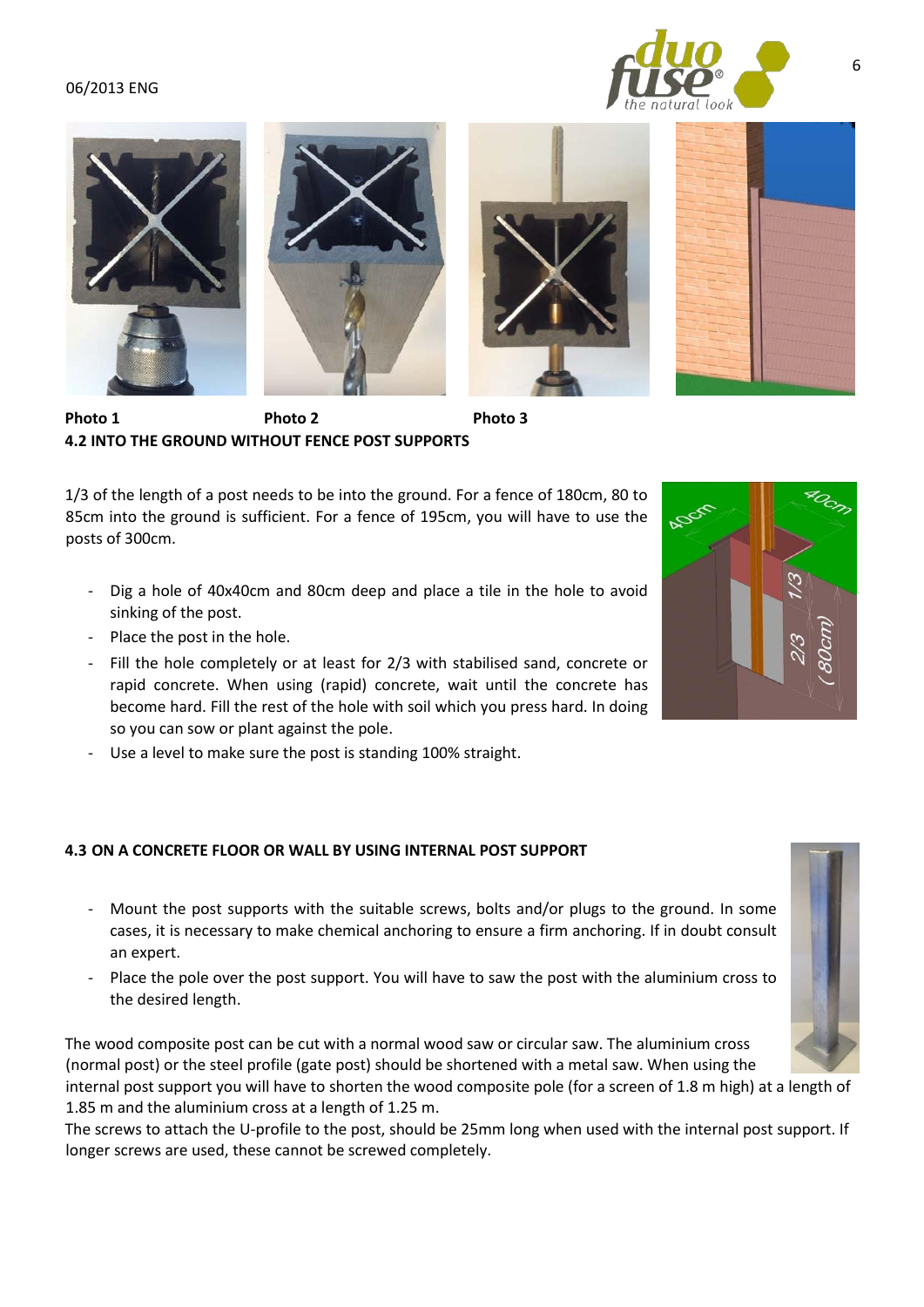Photo 1 Photo 2 Photo 3

**4.2 INTO THE GROUND WITHOUT FENCE POST SUPPORTS**

1/3 of the length of a post needs to be into the ground. For a fence of 180cm, 80 to 85cm into the ground is sufficient. For a fence of 195cm, you will have to use the posts of 300cm.

- Dig a hole of 40x40cm and 80cm deep and place a tile in the hole to avoid sinking of the post.
- Place the post in the hole.
- Fill the hole completely or at least for 2/3 with stabilised sand, concrete or rapid concrete. When using (rapid) concrete, wait until the concrete has become hard. Fill the rest of the hole with soil which you press hard. In doing so you can sow or plant against the pole.
- Use a level to make sure the post is standing 100% straight.

**4.3 ON A CONCRETE FLOOR OR WALL BY USING INTERNAL POST SUPPORT**

- Mount the post supports with the suitable screws, bolts and/or plugs to the ground. In some cases, it is necessary to make chemical anchoring to ensure a firm anchoring. If in doubt consult an expert.
- Place the pole over the post support. You will have to saw the post with the aluminium cross to the desired length.

The wood composite post can be cut with a normal wood saw or circular saw. The aluminium cross (normal post) or the steel profile (gate post) should be shortened with a metal saw. When using the internal post support you will have to shorten the wood composite pole (for a screen of 1.8 m high) at a length of 1.85 m and the aluminium cross at a length of 1.25 m.

The screws to attach the U-profile to the post, should be 25mm long when used with the internal post support. If longer screws are used, these cannot be screwed completely.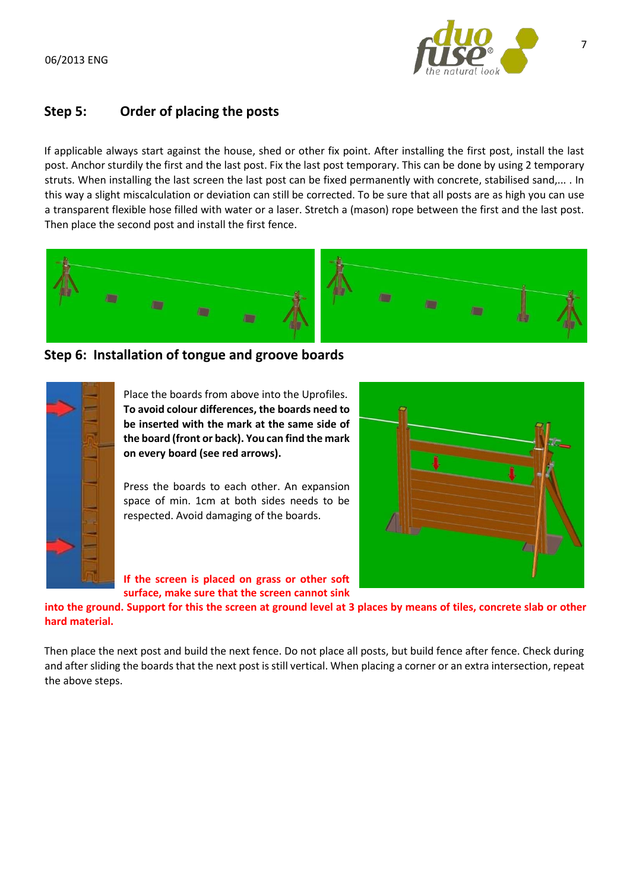## Step 5: Order of placing the posts

If applicable always start against the house, shed or other fix point. After installing the first post, install the last post. Anchor sturdily the first and the last post. Fix the last post temporary. This can be done by using 2 temporary struts. When installing the last screen the last post can be fixed permanently with concrete, stabilised sand,... . In this way a slight miscalculation or deviation can still be corrected. To be sure that all posts are as high you can use a transparent flexible hose filled with water or a laser. Stretch a (mason) rope between the first and the last post. Then place the second post and install the first fence.

## Step 6: Installation of tongue and groove boards

Place the boards from above into the Uprofiles. **To avoid colour differences, the boards need to be inserted with the mark at the same side of the board (front or back). You can find the mark on every board (see red arrows).**

Press the boards to each other. An expansion space of min. 1cm at both sides needs to be respected. Avoid damaging of the boards.

**If the screen is placed on grass or other soft surface, make sure that the screen cannot sink into the ground. Support for this the screen at ground level at 3 places by means of tiles, concrete slab or other hard material.**

Then place the next post and build the next fence. Do not place all posts, but build fence after fence. Check during and after sliding the boards that the next post is still vertical. When placing a corner or an extra intersection, repeat the above steps.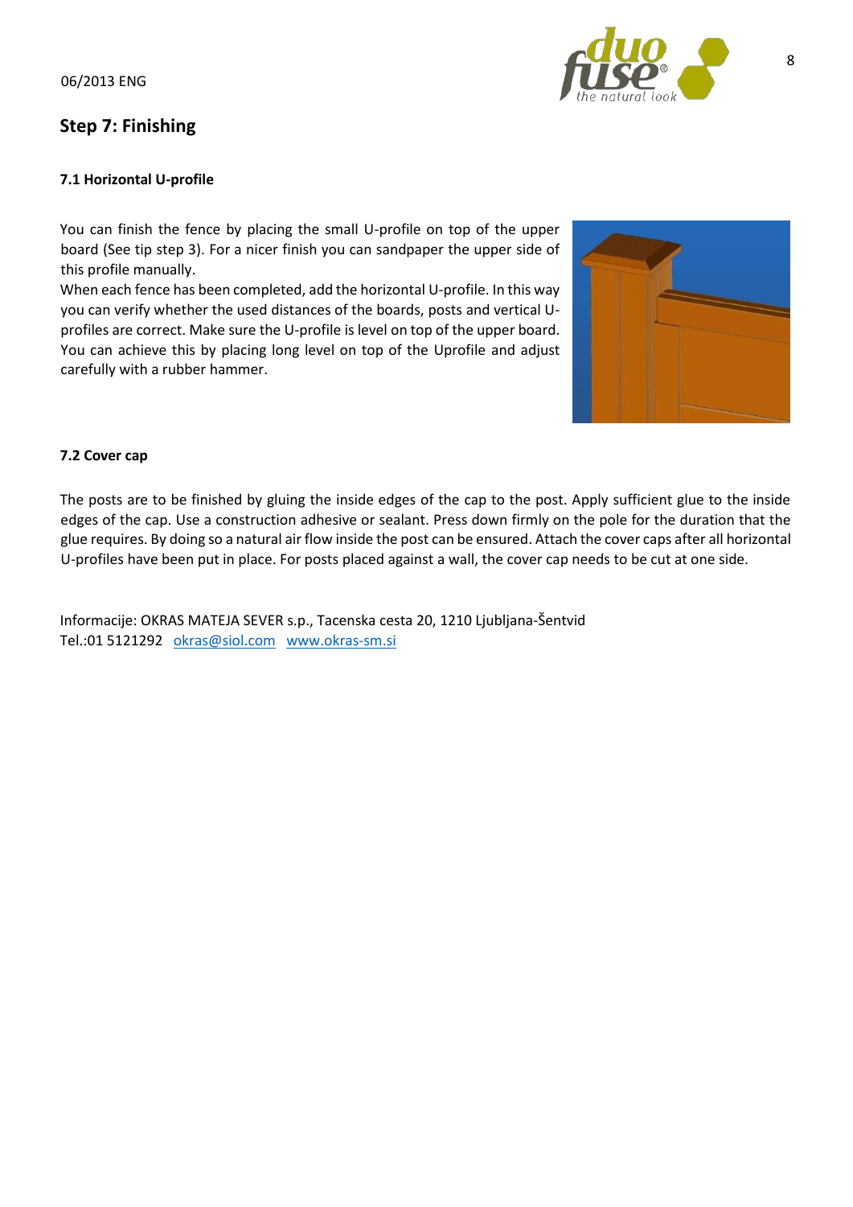## Step 7: Finishing

### 7.1 Horizontal U-profile

You can finish the fence by placing the small U-profile on top of the upper board (See tip step 3). For a nicer finish you can sandpaper the upper side of this profile manually.
When each fence has been completed, add the horizontal U-profile. In this way you can verify whether the used distances of the boards, posts and vertical U-profiles are correct. Make sure the U-profile is level on top of the upper board. You can achieve this by placing long level on top of the Uprofile and adjust carefully with a rubber hammer.

### 7.2 Cover cap

The posts are to be finished by gluing the inside edges of the cap to the post. Apply sufficient glue to the inside edges of the cap. Use a construction adhesive or sealant. Press down firmly on the pole for the duration that the glue requires. By doing so a natural air flow inside the post can be ensured. Attach the cover caps after all horizontal U-profiles have been put in place. For posts placed against a wall, the cover cap needs to be cut at one side.

Informacije: OKRAS MATEJA SEVER s.p., Tacenska cesta 20, 1210 Ljubljana-Šentvid
Tel.:01 5121292 okras@siol.com www.okras-sm.si